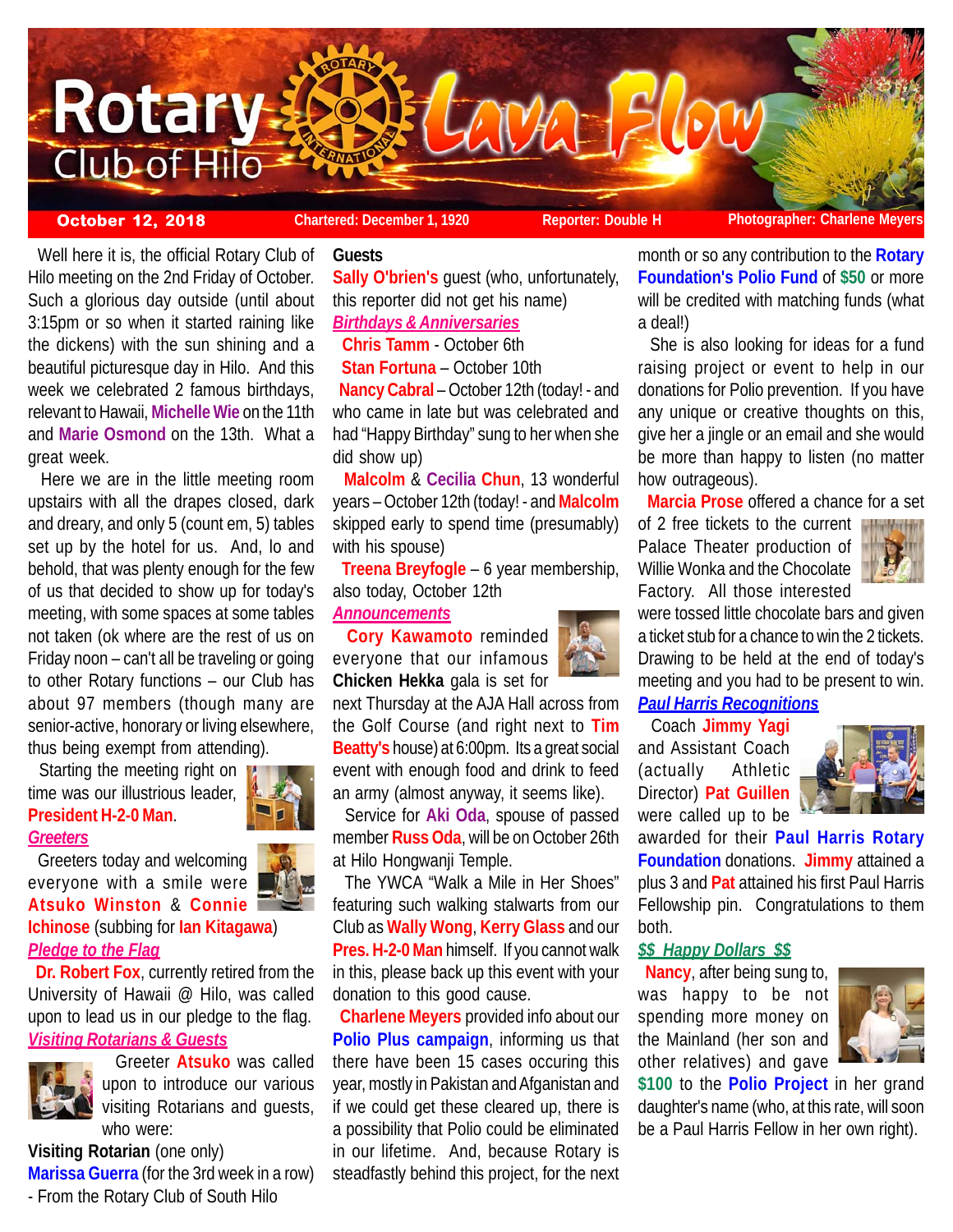# Rotary Club of Hilo Lava Flow

**October 12, 2018** | **Chartered: December 1, 1920** | **Reporter: Double H** | **Photographer: Charlene Meyers**

Well here it is, the official Rotary Club of Hilo meeting on the 2nd Friday of October. Such a glorious day outside (until about 3:15pm or so when it started raining like the dickens) with the sun shining and a beautiful picturesque day in Hilo. And this week we celebrated 2 famous birthdays, relevant to Hawaii, **Michelle Wie** on the 11th and **Marie Osmond** on the 13th. What a great week.

Here we are in the little meeting room upstairs with all the drapes closed, dark and dreary, and only 5 (count em, 5) tables set up by the hotel for us. And, lo and behold, that was plenty enough for the few of us that decided to show up for today's meeting, with some spaces at some tables not taken (ok where are the rest of us on Friday noon – can't all be traveling or going to other Rotary functions – our Club has about 97 members (though many are senior-active, honorary or living elsewhere, thus being exempt from attending).

Starting the meeting right on time was our illustrious leader, **President H-2-0 Man**.

***Greeters***

Greeters today and welcoming everyone with a smile were **Atsuko Winston** & **Connie Ichinose** (subbing for **Ian Kitagawa**)

***Pledge to the Flag***

**Dr. Robert Fox**, currently retired from the University of Hawaii @ Hilo, was called upon to lead us in our pledge to the flag.

***Visiting Rotarians & Guests***

Greeter **Atsuko** was called upon to introduce our various visiting Rotarians and guests, who were:

**Visiting Rotarian** (one only)

**Marissa Guerra** (for the 3rd week in a row) - From the Rotary Club of South Hilo

**Guests**

**Sally O'brien's** guest (who, unfortunately, this reporter did not get his name)

***Birthdays & Anniversaries***

**Chris Tamm** - October 6th

**Stan Fortuna** – October 10th

**Nancy Cabral** – October 12th (today! - and who came in late but was celebrated and had "Happy Birthday" sung to her when she did show up)

**Malcolm** & **Cecilia Chun**, 13 wonderful years – October 12th (today! - and **Malcolm** skipped early to spend time (presumably) with his spouse)

**Treena Breyfogle** – 6 year membership, also today, October 12th

***Announcements***

**Cory Kawamoto** reminded everyone that our infamous **Chicken Hekka** gala is set for next Thursday at the AJA Hall across from the Golf Course (and right next to **Tim Beatty's** house) at 6:00pm. Its a great social event with enough food and drink to feed an army (almost anyway, it seems like).

Service for **Aki Oda**, spouse of passed member **Russ Oda**, will be on October 26th at Hilo Hongwanji Temple.

The YWCA "Walk a Mile in Her Shoes" featuring such walking stalwarts from our Club as **Wally Wong**, **Kerry Glass** and our **Pres. H-2-0 Man** himself. If you cannot walk in this, please back up this event with your donation to this good cause.

**Charlene Meyers** provided info about our **Polio Plus campaign**, informing us that there have been 15 cases occuring this year, mostly in Pakistan and Afganistan and if we could get these cleared up, there is a possibility that Polio could be eliminated in our lifetime. And, because Rotary is steadfastly behind this project, for the next month or so any contribution to the **Rotary Foundation's Polio Fund** of **$50** or more will be credited with matching funds (what a deal!)

She is also looking for ideas for a fund raising project or event to help in our donations for Polio prevention. If you have any unique or creative thoughts on this, give her a jingle or an email and she would be more than happy to listen (no matter how outrageous).

**Marcia Prose** offered a chance for a set of 2 free tickets to the current Palace Theater production of Willie Wonka and the Chocolate Factory. All those interested were tossed little chocolate bars and given a ticket stub for a chance to win the 2 tickets. Drawing to be held at the end of today's meeting and you had to be present to win.

***Paul Harris Recognitions***

Coach **Jimmy Yagi** and Assistant Coach (actually Athletic Director) **Pat Guillen** were called up to be awarded for their **Paul Harris Rotary Foundation** donations. **Jimmy** attained a plus 3 and **Pat** attained his first Paul Harris Fellowship pin. Congratulations to them both.

***$$ Happy Dollars $$***

**Nancy**, after being sung to, was happy to be not spending more money on the Mainland (her son and other relatives) and gave **$100** to the **Polio Project** in her grand daughter's name (who, at this rate, will soon be a Paul Harris Fellow in her own right).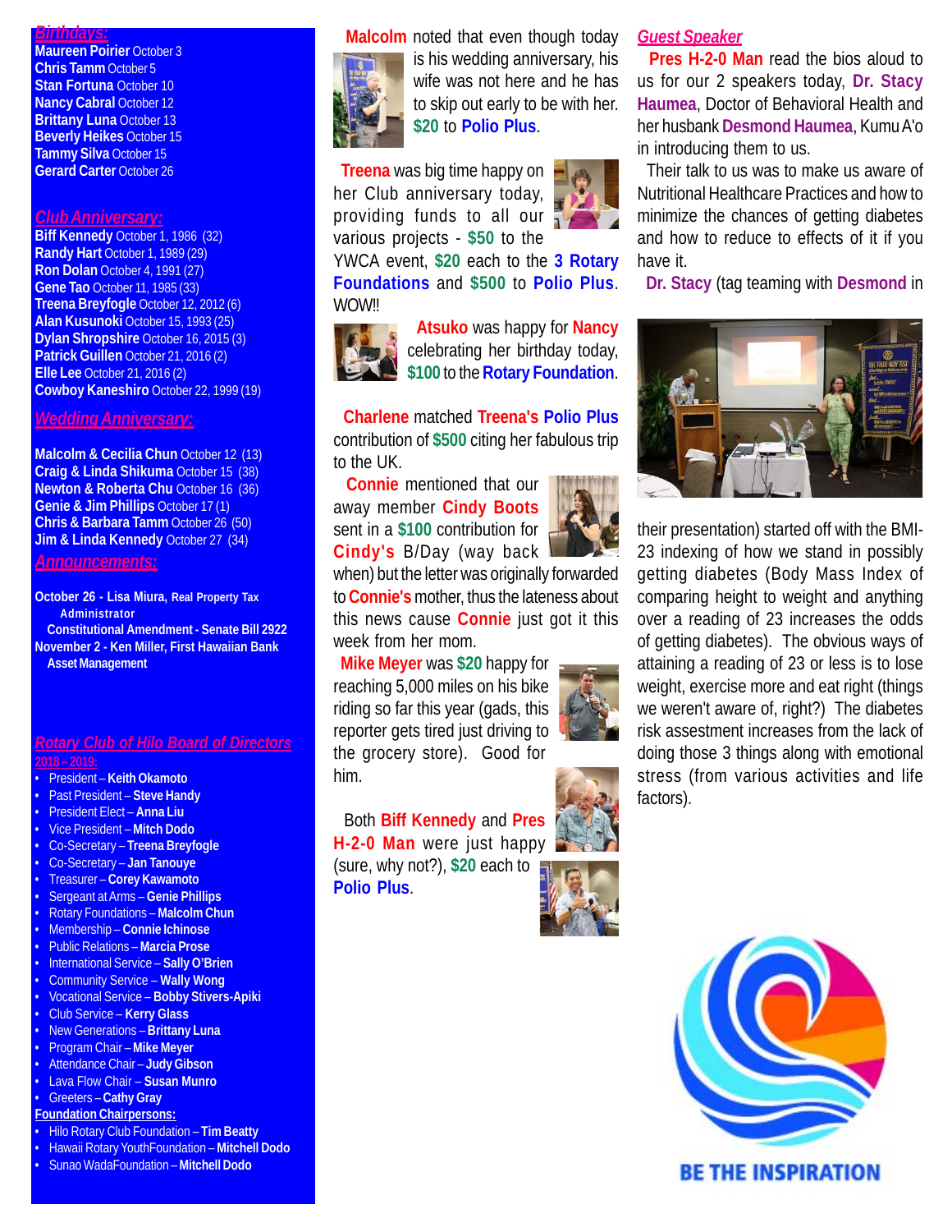## Birthdays:

**Maureen Poirier** October 3
**Chris Tamm** October 5
**Stan Fortuna** October 10
**Nancy Cabral** October 12
**Brittany Luna** October 13
**Beverly Heikes** October 15
**Tammy Silva** October 15
**Gerard Carter** October 26

## Club Anniversary:

**Biff Kennedy** October 1, 1986 (32)
**Randy Hart** October 1, 1989 (29)
**Ron Dolan** October 4, 1991 (27)
**Gene Tao** October 11, 1985 (33)
**Treena Breyfogle** October 12, 2012 (6)
**Alan Kusunoki** October 15, 1993 (25)
**Dylan Shropshire** October 16, 2015 (3)
**Patrick Guillen** October 21, 2016 (2)
**Elle Lee** October 21, 2016 (2)
**Cowboy Kaneshiro** October 22, 1999 (19)

## Wedding Anniversary:

**Malcolm & Cecilia Chun** October 12 (13)
**Craig & Linda Shikuma** October 15 (38)
**Newton & Roberta Chu** October 16 (36)
**Genie & Jim Phillips** October 17 (1)
**Chris & Barbara Tamm** October 26 (50)
**Jim & Linda Kennedy** October 27 (34)

## Announcements:

**October 26 - Lisa Miura, Real Property Tax Administrator**
**Constitutional Amendment - Senate Bill 2922**
**November 2 - Ken Miller, First Hawaiian Bank Asset Management**

## Rotary Club of Hilo Board of Directors

**2018 – 2019:**

- President – **Keith Okamoto**
- Past President – **Steve Handy**
- President Elect – **Anna Liu**
- Vice President – **Mitch Dodo**
- Co-Secretary – **Treena Breyfogle**
- Co-Secretary – **Jan Tanouye**
- Treasurer – **Corey Kawamoto**
- Sergeant at Arms – **Genie Phillips**
- Rotary Foundations – **Malcolm Chun**
- Membership – **Connie Ichinose**
- Public Relations – **Marcia Prose**
- International Service – **Sally O'Brien**
- Community Service – **Wally Wong**
- Vocational Service – **Bobby Stivers-Apiki**
- Club Service – **Kerry Glass**
- New Generations – **Brittany Luna**
- Program Chair – **Mike Meyer**
- Attendance Chair – **Judy Gibson**
- Lava Flow Chair – **Susan Munro**
- Greeters – **Cathy Gray**

**Foundation Chairpersons:**

- Hilo Rotary Club Foundation – **Tim Beatty**
- Hawaii Rotary YouthFoundation – **Mitchell Dodo**
- Sunao WadaFoundation – **Mitchell Dodo**

**Malcolm** noted that even though today is his wedding anniversary, his wife was not here and he has to skip out early to be with her. **$20** to **Polio Plus**.

**Treena** was big time happy on her Club anniversary today, providing funds to all our various projects - **$50** to the YWCA event, **$20** each to the **3 Rotary Foundations** and **$500** to **Polio Plus**. WOW!!

**Atsuko** was happy for **Nancy** celebrating her birthday today, **$100** to the **Rotary Foundation**.

**Charlene** matched **Treena's Polio Plus** contribution of **$500** citing her fabulous trip to the UK.

**Connie** mentioned that our away member **Cindy Boots** sent in a **$100** contribution for **Cindy's** B/Day (way back when) but the letter was originally forwarded to **Connie's** mother, thus the lateness about this news cause **Connie** just got it this week from her mom.

**Mike Meyer** was **$20** happy for reaching 5,000 miles on his bike riding so far this year (gads, this reporter gets tired just driving to the grocery store). Good for him.

Both **Biff Kennedy** and **Pres H-2-0 Man** were just happy (sure, why not?), **$20** each to **Polio Plus**.

### Guest Speaker

**Pres H-2-0 Man** read the bios aloud to us for our 2 speakers today, **Dr. Stacy Haumea**, Doctor of Behavioral Health and her husbank **Desmond Haumea**, Kumu A'o in introducing them to us.

Their talk to us was to make us aware of Nutritional Healthcare Practices and how to minimize the chances of getting diabetes and how to reduce to effects of it if you have it.

**Dr. Stacy** (tag teaming with **Desmond** in their presentation) started off with the BMI-23 indexing of how we stand in possibly getting diabetes (Body Mass Index of comparing height to weight and anything over a reading of 23 increases the odds of getting diabetes). The obvious ways of attaining a reading of 23 or less is to lose weight, exercise more and eat right (things we weren't aware of, right?) The diabetes risk assessment increases from the lack of doing those 3 things along with emotional stress (from various activities and life factors).

BE THE INSPIRATION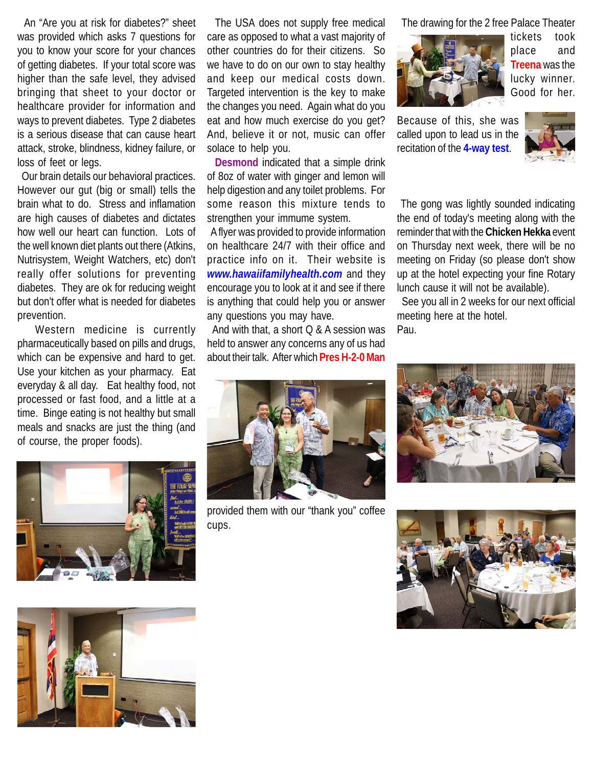An "Are you at risk for diabetes?" sheet was provided which asks 7 questions for you to know your score for your chances of getting diabetes. If your total score was higher than the safe level, they advised bringing that sheet to your doctor or healthcare provider for information and ways to prevent diabetes. Type 2 diabetes is a serious disease that can cause heart attack, stroke, blindness, kidney failure, or loss of feet or legs.

Our brain details our behavioral practices. However our gut (big or small) tells the brain what to do. Stress and inflamation are high causes of diabetes and dictates how well our heart can function. Lots of the well known diet plants out there (Atkins, Nutrisystem, Weight Watchers, etc) don't really offer solutions for preventing diabetes. They are ok for reducing weight but don't offer what is needed for diabetes prevention.

Western medicine is currently pharmaceutically based on pills and drugs, which can be expensive and hard to get. Use your kitchen as your pharmacy. Eat everyday & all day. Eat healthy food, not processed or fast food, and a little at a time. Binge eating is not healthy but small meals and snacks are just the thing (and of course, the proper foods).

The USA does not supply free medical care as opposed to what a vast majority of other countries do for their citizens. So we have to do on our own to stay healthy and keep our medical costs down. Targeted intervention is the key to make the changes you need. Again what do you eat and how much exercise do you get? And, believe it or not, music can offer solace to help you.

**Desmond** indicated that a simple drink of 8oz of water with ginger and lemon will help digestion and any toilet problems. For some reason this mixture tends to strengthen your immune system.

A flyer was provided to provide information on healthcare 24/7 with their office and practice info on it. Their website is ***www.hawaiifamilyhealth.com*** and they encourage you to look at it and see if there is anything that could help you or answer any questions you may have.

And with that, a short Q & A session was held to answer any concerns any of us had about their talk. After which **Pres H-2-0 Man** provided them with our "thank you" coffee cups.

The drawing for the 2 free Palace Theater tickets took place and **Treena** was the lucky winner. Good for her.

Because of this, she was called upon to lead us in the recitation of the **4-way test**.

The gong was lightly sounded indicating the end of today's meeting along with the reminder that with the **Chicken Hekka** event on Thursday next week, there will be no meeting on Friday (so please don't show up at the hotel expecting your fine Rotary lunch cause it will not be available).

See you all in 2 weeks for our next official meeting here at the hotel.

Pau.